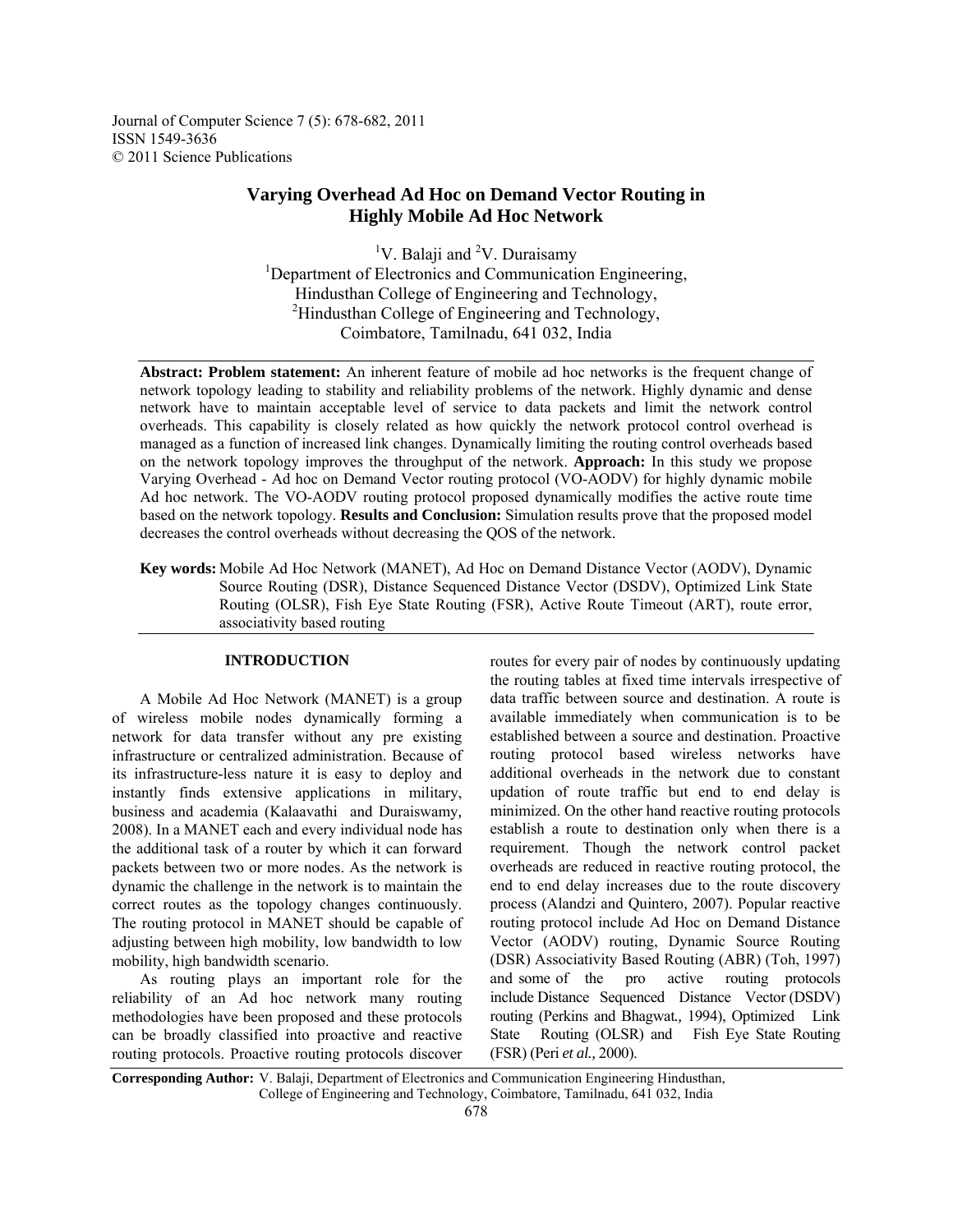# Varying Overhead Ad Hoc on Demand Vector Routing in Highly Mobile Ad Hoc Network

[1]V. Balaji and [2]V. Duraisamy

[1]Department of Electronics and Communication Engineering, Hindusthan College of Engineering and Technology,

[2]Hindusthan College of Engineering and Technology, Coimbatore, Tamilnadu, 641 032, India

**Abstract: Problem statement:** An inherent feature of mobile ad hoc networks is the frequent change of network topology leading to stability and reliability problems of the network. Highly dynamic and dense network have to maintain acceptable level of service to data packets and limit the network control overheads. This capability is closely related as how quickly the network protocol control overhead is managed as a function of increased link changes. Dynamically limiting the routing control overheads based on the network topology improves the throughput of the network. **Approach:** In this study we propose Varying Overhead - Ad hoc on Demand Vector routing protocol (VO-AODV) for highly dynamic mobile Ad hoc network. The VO-AODV routing protocol proposed dynamically modifies the active route time based on the network topology. **Results and Conclusion:** Simulation results prove that the proposed model decreases the control overheads without decreasing the QOS of the network.

**Key words:** Mobile Ad Hoc Network (MANET), Ad Hoc on Demand Distance Vector (AODV), Dynamic Source Routing (DSR), Distance Sequenced Distance Vector (DSDV), Optimized Link State Routing (OLSR), Fish Eye State Routing (FSR), Active Route Timeout (ART), route error, associativity based routing

## INTRODUCTION

A Mobile Ad Hoc Network (MANET) is a group of wireless mobile nodes dynamically forming a network for data transfer without any pre existing infrastructure or centralized administration. Because of its infrastructure-less nature it is easy to deploy and instantly finds extensive applications in military, business and academia (Kalaavathi and Duraiswamy, 2008). In a MANET each and every individual node has the additional task of a router by which it can forward packets between two or more nodes. As the network is dynamic the challenge in the network is to maintain the correct routes as the topology changes continuously. The routing protocol in MANET should be capable of adjusting between high mobility, low bandwidth to low mobility, high bandwidth scenario.

As routing plays an important role for the reliability of an Ad hoc network many routing methodologies have been proposed and these protocols can be broadly classified into proactive and reactive routing protocols. Proactive routing protocols discover routes for every pair of nodes by continuously updating the routing tables at fixed time intervals irrespective of data traffic between source and destination. A route is available immediately when communication is to be established between a source and destination. Proactive routing protocol based wireless networks have additional overheads in the network due to constant updation of route traffic but end to end delay is minimized. On the other hand reactive routing protocols establish a route to destination only when there is a requirement. Though the network control packet overheads are reduced in reactive routing protocol, the end to end delay increases due to the route discovery process (Alandzi and Quintero, 2007). Popular reactive routing protocol include Ad Hoc on Demand Distance Vector (AODV) routing, Dynamic Source Routing (DSR) Associativity Based Routing (ABR) (Toh, 1997) and some of the pro active routing protocols include Distance Sequenced Distance Vector (DSDV) routing (Perkins and Bhagwat., 1994), Optimized Link State Routing (OLSR) and Fish Eye State Routing (FSR) (Peri *et al.,* 2000).

**Corresponding Author:** V. Balaji, Department of Electronics and Communication Engineering Hindusthan, College of Engineering and Technology, Coimbatore, Tamilnadu, 641 032, India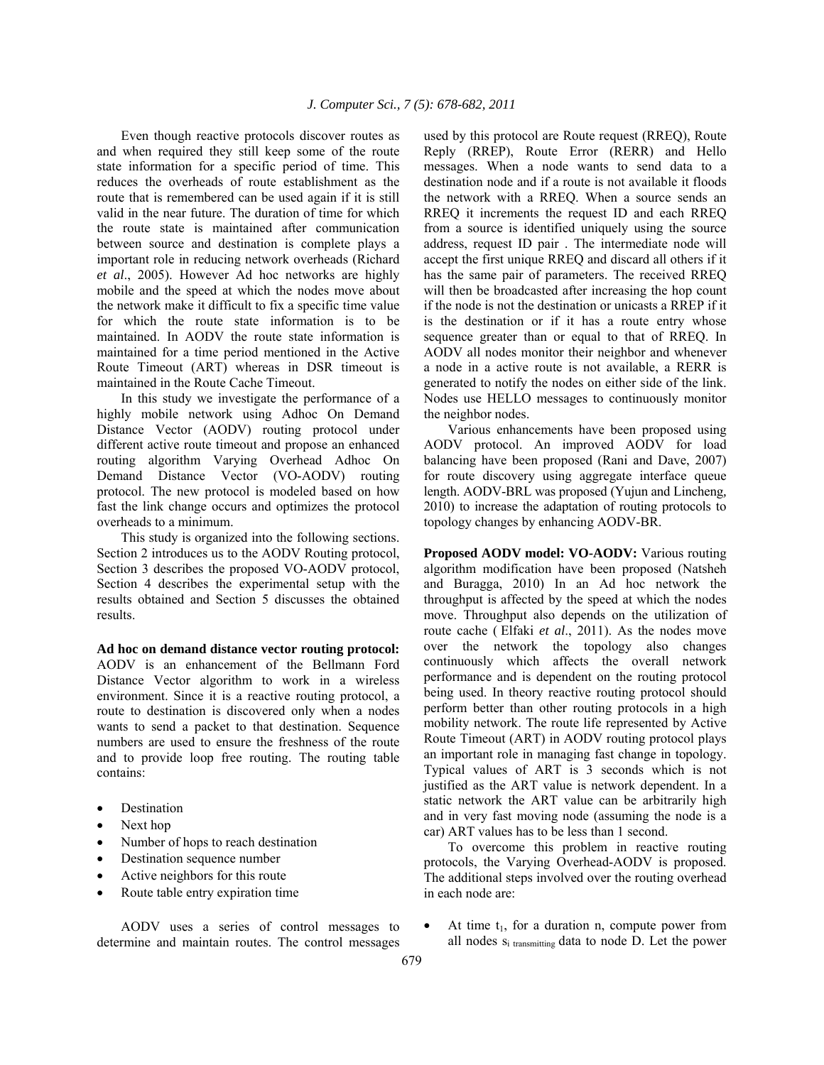Even though reactive protocols discover routes as and when required they still keep some of the route state information for a specific period of time. This reduces the overheads of route establishment as the route that is remembered can be used again if it is still valid in the near future. The duration of time for which the route state is maintained after communication between source and destination is complete plays a important role in reducing network overheads (Richard *et al*., 2005). However Ad hoc networks are highly mobile and the speed at which the nodes move about the network make it difficult to fix a specific time value for which the route state information is to be maintained. In AODV the route state information is maintained for a time period mentioned in the Active Route Timeout (ART) whereas in DSR timeout is maintained in the Route Cache Timeout.

In this study we investigate the performance of a highly mobile network using Adhoc On Demand Distance Vector (AODV) routing protocol under different active route timeout and propose an enhanced routing algorithm Varying Overhead Adhoc On Demand Distance Vector (VO-AODV) routing protocol. The new protocol is modeled based on how fast the link change occurs and optimizes the protocol overheads to a minimum.

This study is organized into the following sections. Section 2 introduces us to the AODV Routing protocol, Section 3 describes the proposed VO-AODV protocol, Section 4 describes the experimental setup with the results obtained and Section 5 discusses the obtained results.

**Ad hoc on demand distance vector routing protocol:** AODV is an enhancement of the Bellmann Ford Distance Vector algorithm to work in a wireless environment. Since it is a reactive routing protocol, a route to destination is discovered only when a nodes wants to send a packet to that destination. Sequence numbers are used to ensure the freshness of the route and to provide loop free routing. The routing table contains:

- Destination
- Next hop
- Number of hops to reach destination
- Destination sequence number
- Active neighbors for this route
- Route table entry expiration time

AODV uses a series of control messages to determine and maintain routes. The control messages used by this protocol are Route request (RREQ), Route Reply (RREP), Route Error (RERR) and Hello messages. When a node wants to send data to a destination node and if a route is not available it floods the network with a RREQ. When a source sends an RREQ it increments the request ID and each RREQ from a source is identified uniquely using the source address, request ID pair . The intermediate node will accept the first unique RREQ and discard all others if it has the same pair of parameters. The received RREQ will then be broadcasted after increasing the hop count if the node is not the destination or unicasts a RREP if it is the destination or if it has a route entry whose sequence greater than or equal to that of RREQ. In AODV all nodes monitor their neighbor and whenever a node in a active route is not available, a RERR is generated to notify the nodes on either side of the link. Nodes use HELLO messages to continuously monitor the neighbor nodes.

Various enhancements have been proposed using AODV protocol. An improved AODV for load balancing have been proposed (Rani and Dave, 2007) for route discovery using aggregate interface queue length. AODV-BRL was proposed (Yujun and Lincheng, 2010) to increase the adaptation of routing protocols to topology changes by enhancing AODV-BR.

**Proposed AODV model: VO-AODV:** Various routing algorithm modification have been proposed (Natsheh and Buragga, 2010) In an Ad hoc network the throughput is affected by the speed at which the nodes move. Throughput also depends on the utilization of route cache ( Elfaki *et al*., 2011). As the nodes move over the network the topology also changes continuously which affects the overall network performance and is dependent on the routing protocol being used. In theory reactive routing protocol should perform better than other routing protocols in a high mobility network. The route life represented by Active Route Timeout (ART) in AODV routing protocol plays an important role in managing fast change in topology. Typical values of ART is 3 seconds which is not justified as the ART value is network dependent. In a static network the ART value can be arbitrarily high and in very fast moving node (assuming the node is a car) ART values has to be less than 1 second.

To overcome this problem in reactive routing protocols, the Varying Overhead-AODV is proposed. The additional steps involved over the routing overhead in each node are:

- At time $t_1$, for a duration n, compute power from all nodes $s_{i\ transmitting}$ data to node D. Let the power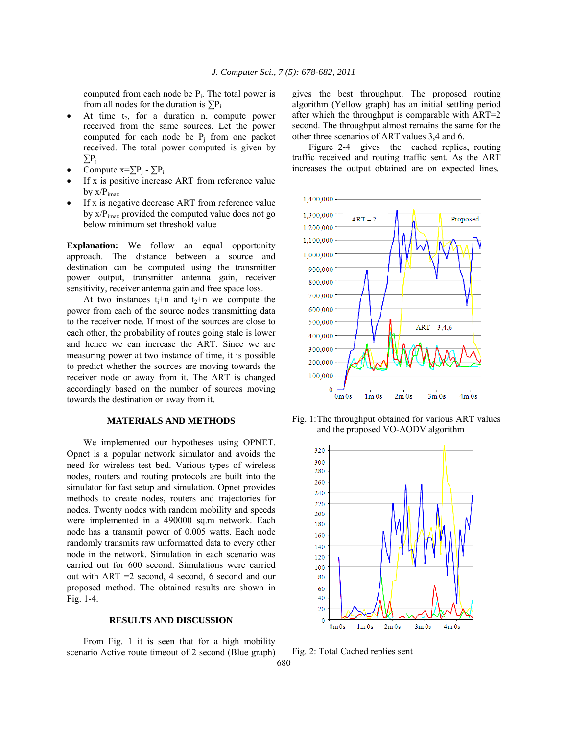computed from each node be $P_i$. The total power is from all nodes for the duration is $\sum P_i$

- At time $t_2$, for a duration n, compute power received from the same sources. Let the power computed for each node be $P_j$ from one packet received. The total power computed is given by $\sum P_j$
- Compute $x=\sum P_j - \sum P_i$
- If x is positive increase ART from reference value by $x/P_{imax}$
- If x is negative decrease ART from reference value by $x/P_{imax}$ provided the computed value does not go below minimum set threshold value

**Explanation:** We follow an equal opportunity approach. The distance between a source and destination can be computed using the transmitter power output, transmitter antenna gain, receiver sensitivity, receiver antenna gain and free space loss.

At two instances $t_i$+n and $t_2$+n we compute the power from each of the source nodes transmitting data to the receiver node. If most of the sources are close to each other, the probability of routes going stale is lower and hence we can increase the ART. Since we are measuring power at two instance of time, it is possible to predict whether the sources are moving towards the receiver node or away from it. The ART is changed accordingly based on the number of sources moving towards the destination or away from it.

## MATERIALS AND METHODS

We implemented our hypotheses using OPNET. Opnet is a popular network simulator and avoids the need for wireless test bed. Various types of wireless nodes, routers and routing protocols are built into the simulator for fast setup and simulation. Opnet provides methods to create nodes, routers and trajectories for nodes. Twenty nodes with random mobility and speeds were implemented in a 490000 sq.m network. Each node has a transmit power of 0.005 watts. Each node randomly transmits raw unformatted data to every other node in the network. Simulation in each scenario was carried out for 600 second. Simulations were carried out with ART =2 second, 4 second, 6 second and our proposed method. The obtained results are shown in Fig. 1-4.

## RESULTS AND DISCUSSION

From Fig. 1 it is seen that for a high mobility scenario Active route timeout of 2 second (Blue graph) gives the best throughput. The proposed routing algorithm (Yellow graph) has an initial settling period after which the throughput is comparable with ART=2 second. The throughput almost remains the same for the other three scenarios of ART values 3,4 and 6.

Figure 2-4 gives the cached replies, routing traffic received and routing traffic sent. As the ART increases the output obtained are on expected lines.

Fig. 1: The throughput obtained for various ART values and the proposed VO-AODV algorithm

Fig. 2: Total Cached replies sent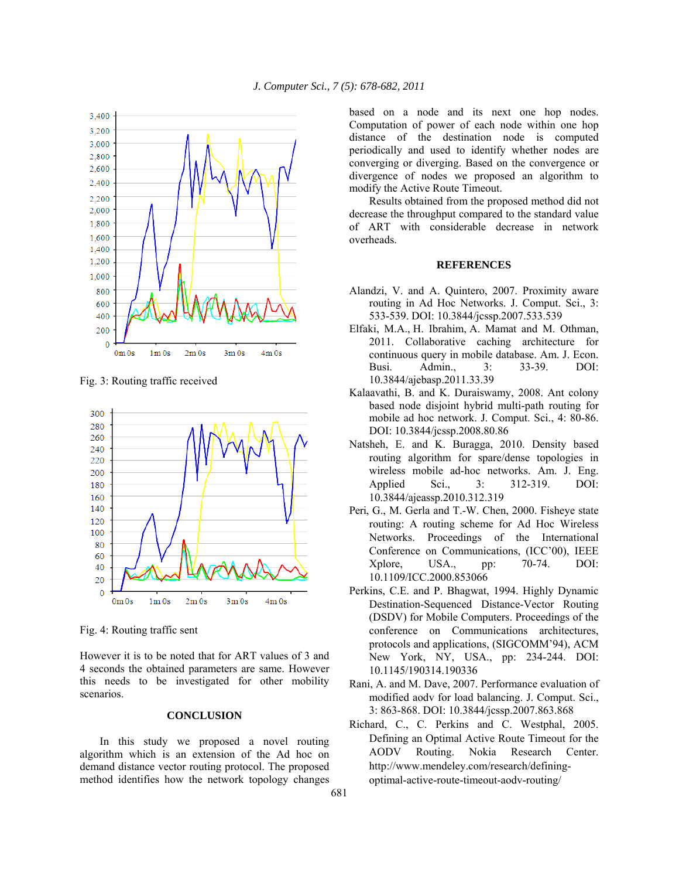Fig. 3: Routing traffic received

Fig. 4: Routing traffic sent

However it is to be noted that for ART values of 3 and 4 seconds the obtained parameters are same. However this needs to be investigated for other mobility scenarios.

## CONCLUSION

In this study we proposed a novel routing algorithm which is an extension of the Ad hoc on demand distance vector routing protocol. The proposed method identifies how the network topology changes based on a node and its next one hop nodes. Computation of power of each node within one hop distance of the destination node is computed periodically and used to identify whether nodes are converging or diverging. Based on the convergence or divergence of nodes we proposed an algorithm to modify the Active Route Timeout.

Results obtained from the proposed method did not decrease the throughput compared to the standard value of ART with considerable decrease in network overheads.

## REFERENCES

Alandzi, V. and A. Quintero, 2007. Proximity aware routing in Ad Hoc Networks. J. Comput. Sci., 3: 533-539. DOI: 10.3844/jcssp.2007.533.539

Elfaki, M.A., H. Ibrahim, A. Mamat and M. Othman, 2011. Collaborative caching architecture for continuous query in mobile database. Am. J. Econ. Busi. Admin., 3: 33-39. DOI: 10.3844/ajebasp.2011.33.39

Kalaavathi, B. and K. Duraiswamy, 2008. Ant colony based node disjoint hybrid multi-path routing for mobile ad hoc network. J. Comput. Sci., 4: 80-86. DOI: 10.3844/jcssp.2008.80.86

Natsheh, E. and K. Buragga, 2010. Density based routing algorithm for spare/dense topologies in wireless mobile ad-hoc networks. Am. J. Eng. Applied Sci., 3: 312-319. DOI: 10.3844/ajeassp.2010.312.319

Peri, G., M. Gerla and T.-W. Chen, 2000. Fisheye state routing: A routing scheme for Ad Hoc Wireless Networks. Proceedings of the International Conference on Communications, (ICC'00), IEEE Xplore, USA., pp: 70-74. DOI: 10.1109/ICC.2000.853066

Perkins, C.E. and P. Bhagwat, 1994. Highly Dynamic Destination-Sequenced Distance-Vector Routing (DSDV) for Mobile Computers. Proceedings of the conference on Communications architectures, protocols and applications, (SIGCOMM'94), ACM New York, NY, USA., pp: 234-244. DOI: 10.1145/190314.190336

Rani, A. and M. Dave, 2007. Performance evaluation of modified aodv for load balancing. J. Comput. Sci., 3: 863-868. DOI: 10.3844/jcssp.2007.863.868

Richard, C., C. Perkins and C. Westphal, 2005. Defining an Optimal Active Route Timeout for the AODV Routing. Nokia Research Center. http://www.mendeley.com/research/defining-optimal-active-route-timeout-aodv-routing/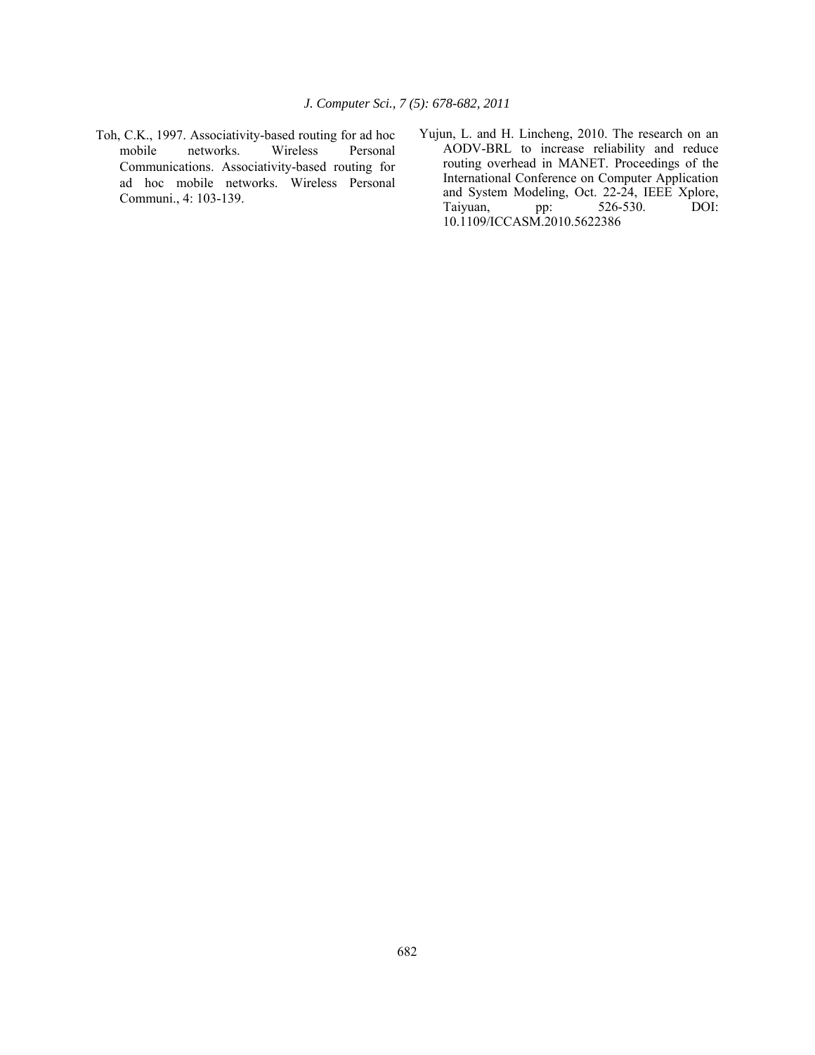Toh, C.K., 1997. Associativity-based routing for ad hoc mobile networks. Wireless Personal Communications. Associativity-based routing for ad hoc mobile networks. Wireless Personal Communi., 4: 103-139.

Yujun, L. and H. Lincheng, 2010. The research on an AODV-BRL to increase reliability and reduce routing overhead in MANET. Proceedings of the International Conference on Computer Application and System Modeling, Oct. 22-24, IEEE Xplore, Taiyuan, pp: 526-530. DOI: 10.1109/ICCASM.2010.5622386